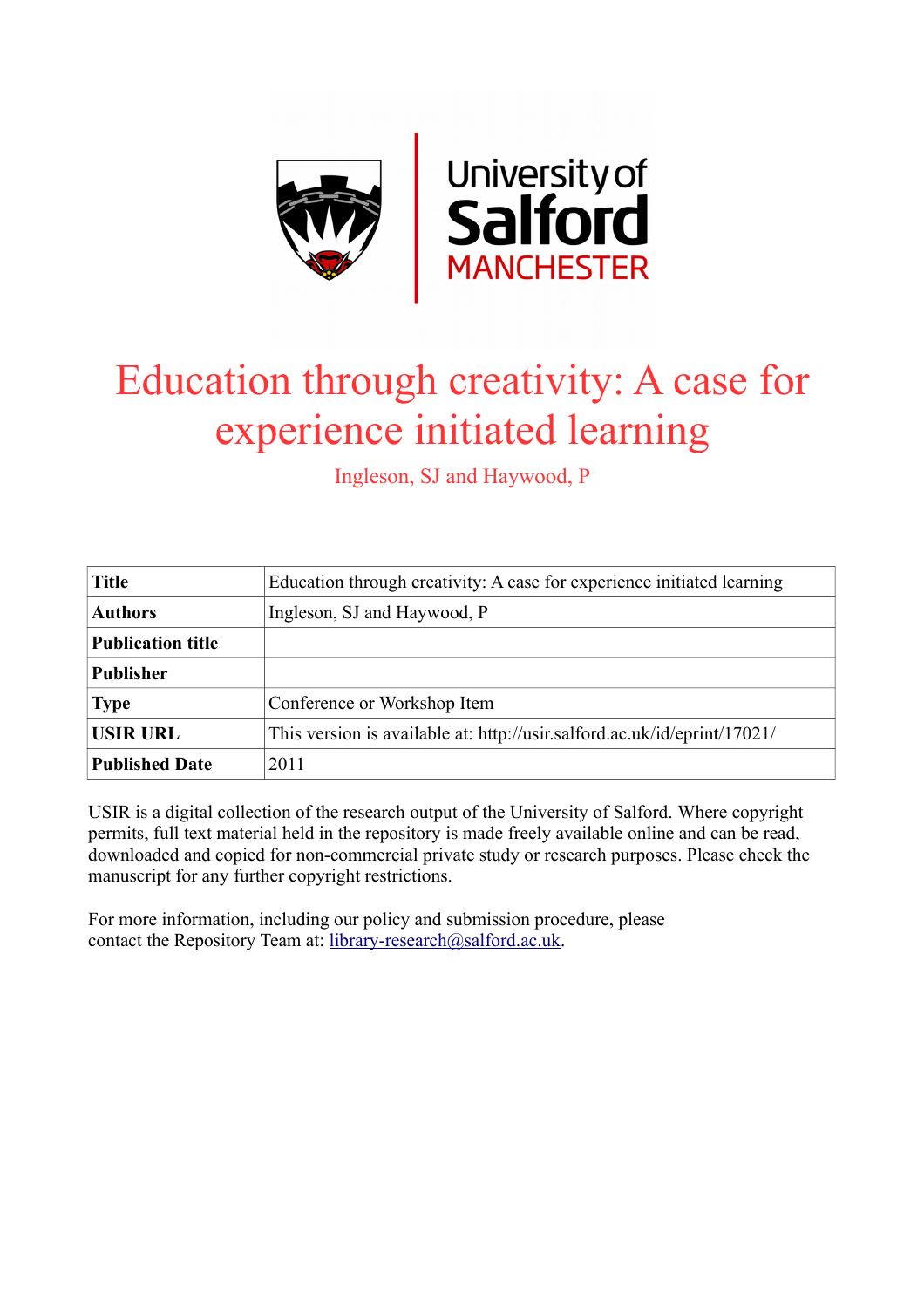# Education through creativity: A case for experience initiated learning

Ingleson, SJ and Haywood, P

| Title | Education through creativity: A case for experience initiated learning |
| --- | --- |
| Authors | Ingleson, SJ and Haywood, P |
| Publication title | |
| Publisher | |
| Type | Conference or Workshop Item |
| USIR URL | This version is available at: http://usir.salford.ac.uk/id/eprint/17021/ |
| Published Date | 2011 |

USIR is a digital collection of the research output of the University of Salford. Where copyright permits, full text material held in the repository is made freely available online and can be read, downloaded and copied for non-commercial private study or research purposes. Please check the manuscript for any further copyright restrictions.

For more information, including our policy and submission procedure, please contact the Repository Team at: library-research@salford.ac.uk.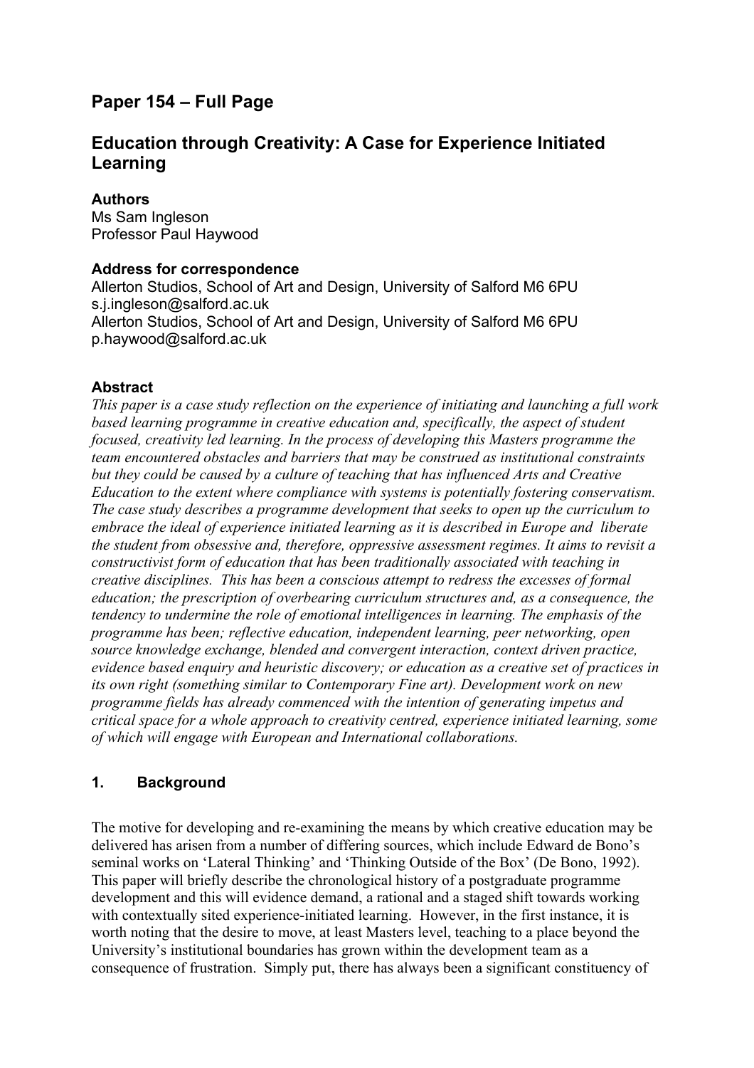## Paper 154 – Full Page

## Education through Creativity: A Case for Experience Initiated Learning

**Authors**
Ms Sam Ingleson
Professor Paul Haywood

**Address for correspondence**
Allerton Studios, School of Art and Design, University of Salford M6 6PU
s.j.ingleson@salford.ac.uk
Allerton Studios, School of Art and Design, University of Salford M6 6PU
p.haywood@salford.ac.uk

**Abstract**

*This paper is a case study reflection on the experience of initiating and launching a full work based learning programme in creative education and, specifically, the aspect of student focused, creativity led learning. In the process of developing this Masters programme the team encountered obstacles and barriers that may be construed as institutional constraints but they could be caused by a culture of teaching that has influenced Arts and Creative Education to the extent where compliance with systems is potentially fostering conservatism. The case study describes a programme development that seeks to open up the curriculum to embrace the ideal of experience initiated learning as it is described in Europe and liberate the student from obsessive and, therefore, oppressive assessment regimes. It aims to revisit a constructivist form of education that has been traditionally associated with teaching in creative disciplines. This has been a conscious attempt to redress the excesses of formal education; the prescription of overbearing curriculum structures and, as a consequence, the tendency to undermine the role of emotional intelligences in learning. The emphasis of the programme has been; reflective education, independent learning, peer networking, open source knowledge exchange, blended and convergent interaction, context driven practice, evidence based enquiry and heuristic discovery; or education as a creative set of practices in its own right (something similar to Contemporary Fine art). Development work on new programme fields has already commenced with the intention of generating impetus and critical space for a whole approach to creativity centred, experience initiated learning, some of which will engage with European and International collaborations.*

### 1. Background

The motive for developing and re-examining the means by which creative education may be delivered has arisen from a number of differing sources, which include Edward de Bono's seminal works on 'Lateral Thinking' and 'Thinking Outside of the Box' (De Bono, 1992). This paper will briefly describe the chronological history of a postgraduate programme development and this will evidence demand, a rational and a staged shift towards working with contextually sited experience-initiated learning. However, in the first instance, it is worth noting that the desire to move, at least Masters level, teaching to a place beyond the University's institutional boundaries has grown within the development team as a consequence of frustration. Simply put, there has always been a significant constituency of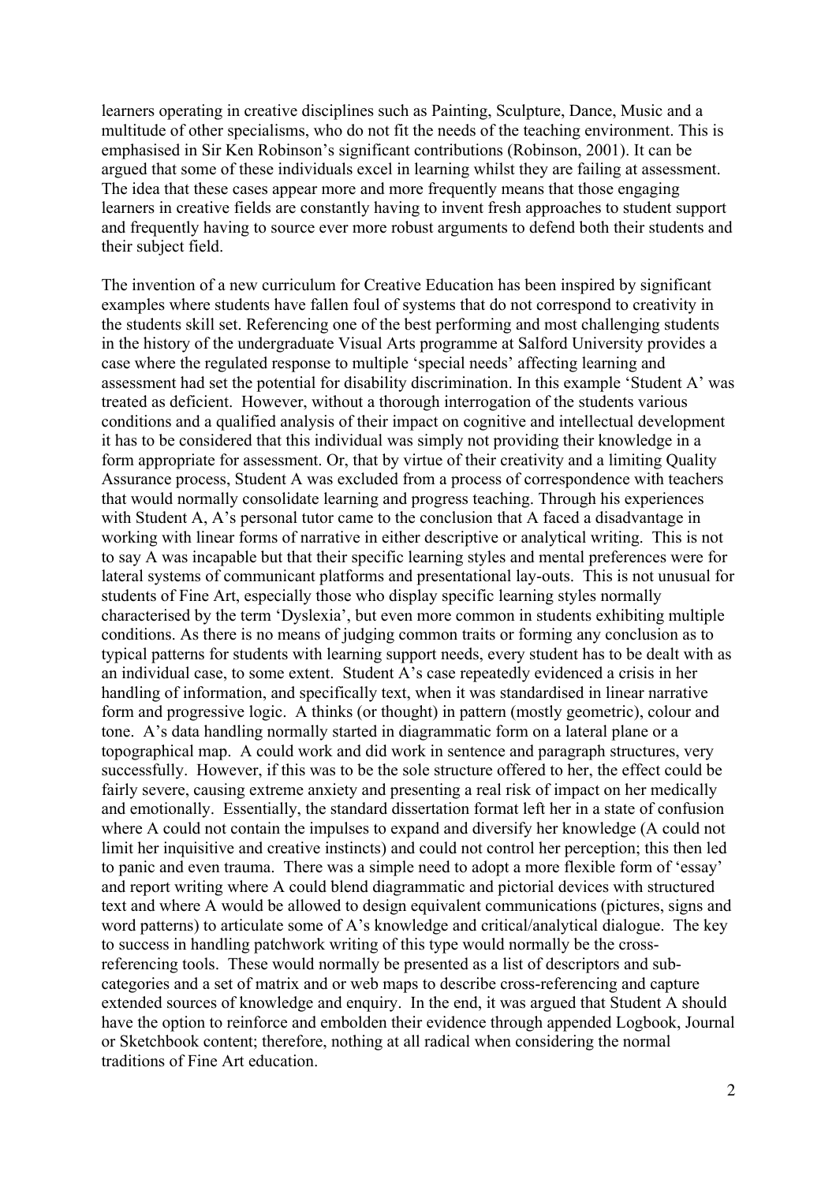learners operating in creative disciplines such as Painting, Sculpture, Dance, Music and a multitude of other specialisms, who do not fit the needs of the teaching environment. This is emphasised in Sir Ken Robinson's significant contributions (Robinson, 2001). It can be argued that some of these individuals excel in learning whilst they are failing at assessment. The idea that these cases appear more and more frequently means that those engaging learners in creative fields are constantly having to invent fresh approaches to student support and frequently having to source ever more robust arguments to defend both their students and their subject field.

The invention of a new curriculum for Creative Education has been inspired by significant examples where students have fallen foul of systems that do not correspond to creativity in the students skill set. Referencing one of the best performing and most challenging students in the history of the undergraduate Visual Arts programme at Salford University provides a case where the regulated response to multiple 'special needs' affecting learning and assessment had set the potential for disability discrimination. In this example 'Student A' was treated as deficient. However, without a thorough interrogation of the students various conditions and a qualified analysis of their impact on cognitive and intellectual development it has to be considered that this individual was simply not providing their knowledge in a form appropriate for assessment. Or, that by virtue of their creativity and a limiting Quality Assurance process, Student A was excluded from a process of correspondence with teachers that would normally consolidate learning and progress teaching. Through his experiences with Student A, A's personal tutor came to the conclusion that A faced a disadvantage in working with linear forms of narrative in either descriptive or analytical writing. This is not to say A was incapable but that their specific learning styles and mental preferences were for lateral systems of communicant platforms and presentational lay-outs. This is not unusual for students of Fine Art, especially those who display specific learning styles normally characterised by the term 'Dyslexia', but even more common in students exhibiting multiple conditions. As there is no means of judging common traits or forming any conclusion as to typical patterns for students with learning support needs, every student has to be dealt with as an individual case, to some extent. Student A's case repeatedly evidenced a crisis in her handling of information, and specifically text, when it was standardised in linear narrative form and progressive logic. A thinks (or thought) in pattern (mostly geometric), colour and tone. A's data handling normally started in diagrammatic form on a lateral plane or a topographical map. A could work and did work in sentence and paragraph structures, very successfully. However, if this was to be the sole structure offered to her, the effect could be fairly severe, causing extreme anxiety and presenting a real risk of impact on her medically and emotionally. Essentially, the standard dissertation format left her in a state of confusion where A could not contain the impulses to expand and diversify her knowledge (A could not limit her inquisitive and creative instincts) and could not control her perception; this then led to panic and even trauma. There was a simple need to adopt a more flexible form of 'essay' and report writing where A could blend diagrammatic and pictorial devices with structured text and where A would be allowed to design equivalent communications (pictures, signs and word patterns) to articulate some of A's knowledge and critical/analytical dialogue. The key to success in handling patchwork writing of this type would normally be the cross-referencing tools. These would normally be presented as a list of descriptors and sub-categories and a set of matrix and or web maps to describe cross-referencing and capture extended sources of knowledge and enquiry. In the end, it was argued that Student A should have the option to reinforce and embolden their evidence through appended Logbook, Journal or Sketchbook content; therefore, nothing at all radical when considering the normal traditions of Fine Art education.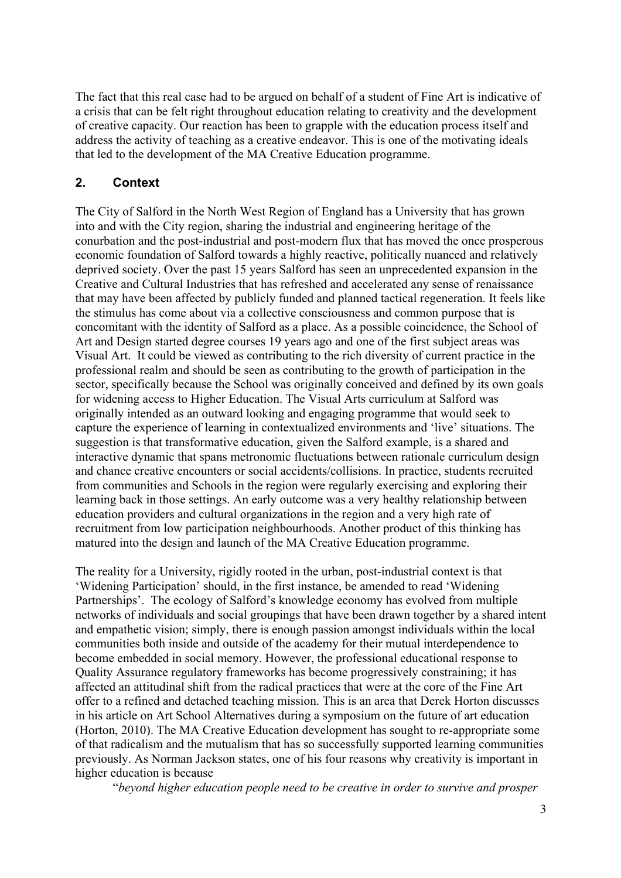The fact that this real case had to be argued on behalf of a student of Fine Art is indicative of a crisis that can be felt right throughout education relating to creativity and the development of creative capacity. Our reaction has been to grapple with the education process itself and address the activity of teaching as a creative endeavor. This is one of the motivating ideals that led to the development of the MA Creative Education programme.

## 2. Context

The City of Salford in the North West Region of England has a University that has grown into and with the City region, sharing the industrial and engineering heritage of the conurbation and the post-industrial and post-modern flux that has moved the once prosperous economic foundation of Salford towards a highly reactive, politically nuanced and relatively deprived society. Over the past 15 years Salford has seen an unprecedented expansion in the Creative and Cultural Industries that has refreshed and accelerated any sense of renaissance that may have been affected by publicly funded and planned tactical regeneration. It feels like the stimulus has come about via a collective consciousness and common purpose that is concomitant with the identity of Salford as a place. As a possible coincidence, the School of Art and Design started degree courses 19 years ago and one of the first subject areas was Visual Art. It could be viewed as contributing to the rich diversity of current practice in the professional realm and should be seen as contributing to the growth of participation in the sector, specifically because the School was originally conceived and defined by its own goals for widening access to Higher Education. The Visual Arts curriculum at Salford was originally intended as an outward looking and engaging programme that would seek to capture the experience of learning in contextualized environments and 'live' situations. The suggestion is that transformative education, given the Salford example, is a shared and interactive dynamic that spans metronomic fluctuations between rationale curriculum design and chance creative encounters or social accidents/collisions. In practice, students recruited from communities and Schools in the region were regularly exercising and exploring their learning back in those settings. An early outcome was a very healthy relationship between education providers and cultural organizations in the region and a very high rate of recruitment from low participation neighbourhoods. Another product of this thinking has matured into the design and launch of the MA Creative Education programme.

The reality for a University, rigidly rooted in the urban, post-industrial context is that 'Widening Participation' should, in the first instance, be amended to read 'Widening Partnerships'. The ecology of Salford's knowledge economy has evolved from multiple networks of individuals and social groupings that have been drawn together by a shared intent and empathetic vision; simply, there is enough passion amongst individuals within the local communities both inside and outside of the academy for their mutual interdependence to become embedded in social memory. However, the professional educational response to Quality Assurance regulatory frameworks has become progressively constraining; it has affected an attitudinal shift from the radical practices that were at the core of the Fine Art offer to a refined and detached teaching mission. This is an area that Derek Horton discusses in his article on Art School Alternatives during a symposium on the future of art education (Horton, 2010). The MA Creative Education development has sought to re-appropriate some of that radicalism and the mutualism that has so successfully supported learning communities previously. As Norman Jackson states, one of his four reasons why creativity is important in higher education is because

"*beyond higher education people need to be creative in order to survive and prosper*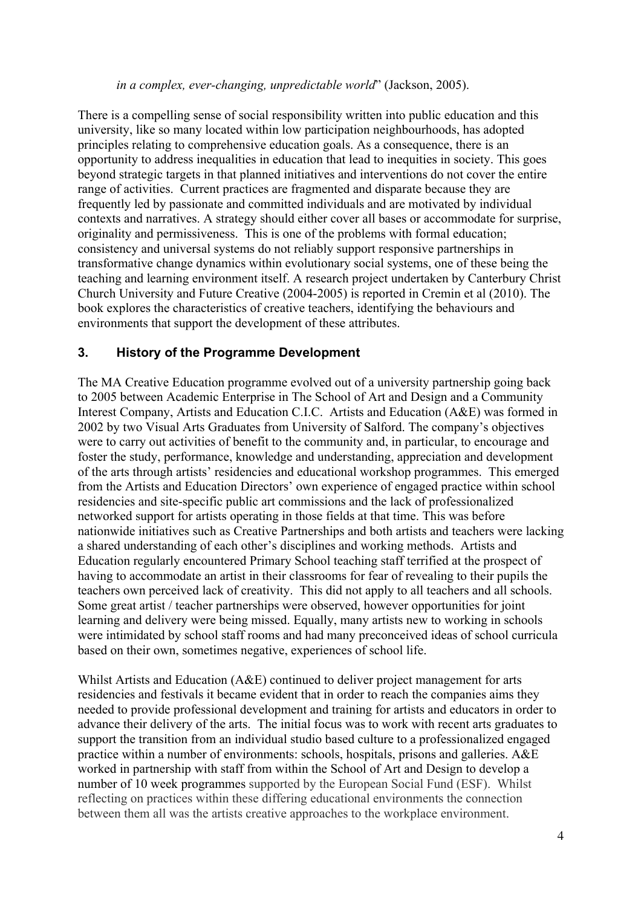*in a complex, ever-changing, unpredictable world*" (Jackson, 2005).

There is a compelling sense of social responsibility written into public education and this university, like so many located within low participation neighbourhoods, has adopted principles relating to comprehensive education goals. As a consequence, there is an opportunity to address inequalities in education that lead to inequities in society. This goes beyond strategic targets in that planned initiatives and interventions do not cover the entire range of activities. Current practices are fragmented and disparate because they are frequently led by passionate and committed individuals and are motivated by individual contexts and narratives. A strategy should either cover all bases or accommodate for surprise, originality and permissiveness. This is one of the problems with formal education; consistency and universal systems do not reliably support responsive partnerships in transformative change dynamics within evolutionary social systems, one of these being the teaching and learning environment itself. A research project undertaken by Canterbury Christ Church University and Future Creative (2004-2005) is reported in Cremin et al (2010). The book explores the characteristics of creative teachers, identifying the behaviours and environments that support the development of these attributes.

## 3. History of the Programme Development

The MA Creative Education programme evolved out of a university partnership going back to 2005 between Academic Enterprise in The School of Art and Design and a Community Interest Company, Artists and Education C.I.C. Artists and Education (A&E) was formed in 2002 by two Visual Arts Graduates from University of Salford. The company's objectives were to carry out activities of benefit to the community and, in particular, to encourage and foster the study, performance, knowledge and understanding, appreciation and development of the arts through artists' residencies and educational workshop programmes. This emerged from the Artists and Education Directors' own experience of engaged practice within school residencies and site-specific public art commissions and the lack of professionalized networked support for artists operating in those fields at that time. This was before nationwide initiatives such as Creative Partnerships and both artists and teachers were lacking a shared understanding of each other's disciplines and working methods. Artists and Education regularly encountered Primary School teaching staff terrified at the prospect of having to accommodate an artist in their classrooms for fear of revealing to their pupils the teachers own perceived lack of creativity. This did not apply to all teachers and all schools. Some great artist / teacher partnerships were observed, however opportunities for joint learning and delivery were being missed. Equally, many artists new to working in schools were intimidated by school staff rooms and had many preconceived ideas of school curricula based on their own, sometimes negative, experiences of school life.

Whilst Artists and Education (A&E) continued to deliver project management for arts residencies and festivals it became evident that in order to reach the companies aims they needed to provide professional development and training for artists and educators in order to advance their delivery of the arts. The initial focus was to work with recent arts graduates to support the transition from an individual studio based culture to a professionalized engaged practice within a number of environments: schools, hospitals, prisons and galleries. A&E worked in partnership with staff from within the School of Art and Design to develop a number of 10 week programmes supported by the European Social Fund (ESF). Whilst reflecting on practices within these differing educational environments the connection between them all was the artists creative approaches to the workplace environment.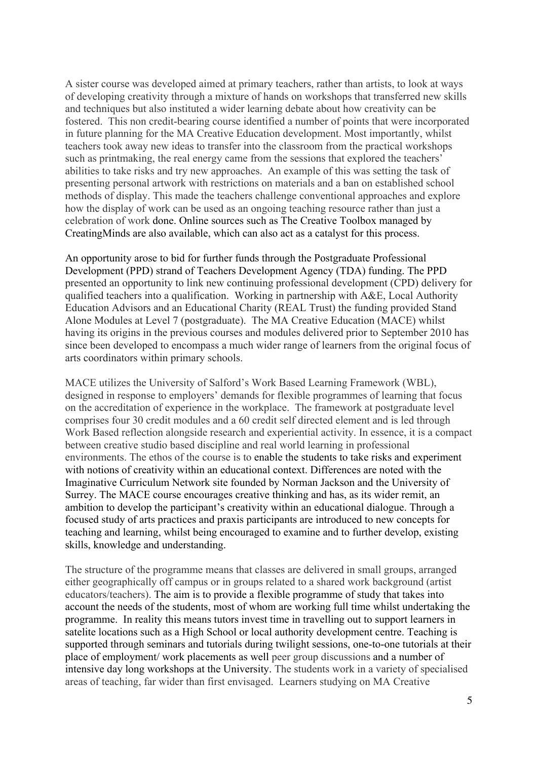A sister course was developed aimed at primary teachers, rather than artists, to look at ways of developing creativity through a mixture of hands on workshops that transferred new skills and techniques but also instituted a wider learning debate about how creativity can be fostered. This non credit-bearing course identified a number of points that were incorporated in future planning for the MA Creative Education development. Most importantly, whilst teachers took away new ideas to transfer into the classroom from the practical workshops such as printmaking, the real energy came from the sessions that explored the teachers' abilities to take risks and try new approaches. An example of this was setting the task of presenting personal artwork with restrictions on materials and a ban on established school methods of display. This made the teachers challenge conventional approaches and explore how the display of work can be used as an ongoing teaching resource rather than just a celebration of work done. Online sources such as The Creative Toolbox managed by CreatingMinds are also available, which can also act as a catalyst for this process.

An opportunity arose to bid for further funds through the Postgraduate Professional Development (PPD) strand of Teachers Development Agency (TDA) funding. The PPD presented an opportunity to link new continuing professional development (CPD) delivery for qualified teachers into a qualification. Working in partnership with A&E, Local Authority Education Advisors and an Educational Charity (REAL Trust) the funding provided Stand Alone Modules at Level 7 (postgraduate). The MA Creative Education (MACE) whilst having its origins in the previous courses and modules delivered prior to September 2010 has since been developed to encompass a much wider range of learners from the original focus of arts coordinators within primary schools.

MACE utilizes the University of Salford's Work Based Learning Framework (WBL), designed in response to employers' demands for flexible programmes of learning that focus on the accreditation of experience in the workplace. The framework at postgraduate level comprises four 30 credit modules and a 60 credit self directed element and is led through Work Based reflection alongside research and experiential activity. In essence, it is a compact between creative studio based discipline and real world learning in professional environments. The ethos of the course is to enable the students to take risks and experiment with notions of creativity within an educational context. Differences are noted with the Imaginative Curriculum Network site founded by Norman Jackson and the University of Surrey. The MACE course encourages creative thinking and has, as its wider remit, an ambition to develop the participant's creativity within an educational dialogue. Through a focused study of arts practices and praxis participants are introduced to new concepts for teaching and learning, whilst being encouraged to examine and to further develop, existing skills, knowledge and understanding.

The structure of the programme means that classes are delivered in small groups, arranged either geographically off campus or in groups related to a shared work background (artist educators/teachers). The aim is to provide a flexible programme of study that takes into account the needs of the students, most of whom are working full time whilst undertaking the programme. In reality this means tutors invest time in travelling out to support learners in satelite locations such as a High School or local authority development centre. Teaching is supported through seminars and tutorials during twilight sessions, one-to-one tutorials at their place of employment/ work placements as well peer group discussions and a number of intensive day long workshops at the University. The students work in a variety of specialised areas of teaching, far wider than first envisaged. Learners studying on MA Creative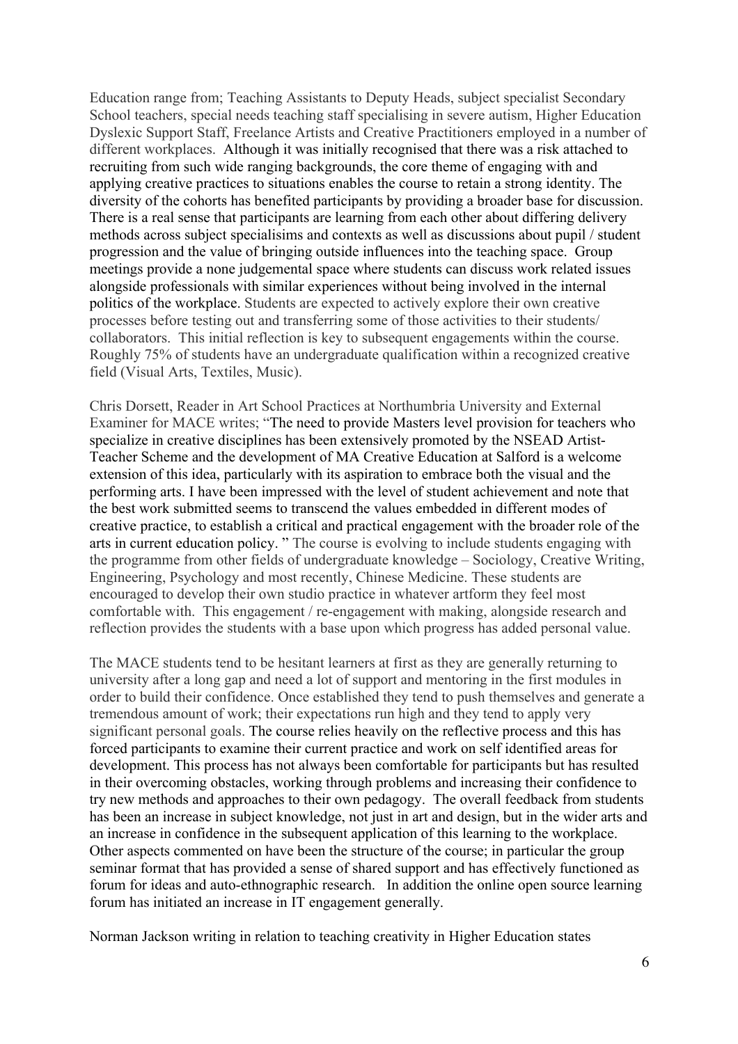Education range from; Teaching Assistants to Deputy Heads, subject specialist Secondary School teachers, special needs teaching staff specialising in severe autism, Higher Education Dyslexic Support Staff, Freelance Artists and Creative Practitioners employed in a number of different workplaces. Although it was initially recognised that there was a risk attached to recruiting from such wide ranging backgrounds, the core theme of engaging with and applying creative practices to situations enables the course to retain a strong identity. The diversity of the cohorts has benefited participants by providing a broader base for discussion. There is a real sense that participants are learning from each other about differing delivery methods across subject specialisims and contexts as well as discussions about pupil / student progression and the value of bringing outside influences into the teaching space. Group meetings provide a none judgemental space where students can discuss work related issues alongside professionals with similar experiences without being involved in the internal politics of the workplace. Students are expected to actively explore their own creative processes before testing out and transferring some of those activities to their students/ collaborators. This initial reflection is key to subsequent engagements within the course. Roughly 75% of students have an undergraduate qualification within a recognized creative field (Visual Arts, Textiles, Music).

Chris Dorsett, Reader in Art School Practices at Northumbria University and External Examiner for MACE writes; "The need to provide Masters level provision for teachers who specialize in creative disciplines has been extensively promoted by the NSEAD Artist-Teacher Scheme and the development of MA Creative Education at Salford is a welcome extension of this idea, particularly with its aspiration to embrace both the visual and the performing arts. I have been impressed with the level of student achievement and note that the best work submitted seems to transcend the values embedded in different modes of creative practice, to establish a critical and practical engagement with the broader role of the arts in current education policy. " The course is evolving to include students engaging with the programme from other fields of undergraduate knowledge – Sociology, Creative Writing, Engineering, Psychology and most recently, Chinese Medicine. These students are encouraged to develop their own studio practice in whatever artform they feel most comfortable with. This engagement / re-engagement with making, alongside research and reflection provides the students with a base upon which progress has added personal value.

The MACE students tend to be hesitant learners at first as they are generally returning to university after a long gap and need a lot of support and mentoring in the first modules in order to build their confidence. Once established they tend to push themselves and generate a tremendous amount of work; their expectations run high and they tend to apply very significant personal goals. The course relies heavily on the reflective process and this has forced participants to examine their current practice and work on self identified areas for development. This process has not always been comfortable for participants but has resulted in their overcoming obstacles, working through problems and increasing their confidence to try new methods and approaches to their own pedagogy. The overall feedback from students has been an increase in subject knowledge, not just in art and design, but in the wider arts and an increase in confidence in the subsequent application of this learning to the workplace. Other aspects commented on have been the structure of the course; in particular the group seminar format that has provided a sense of shared support and has effectively functioned as forum for ideas and auto-ethnographic research. In addition the online open source learning forum has initiated an increase in IT engagement generally.

Norman Jackson writing in relation to teaching creativity in Higher Education states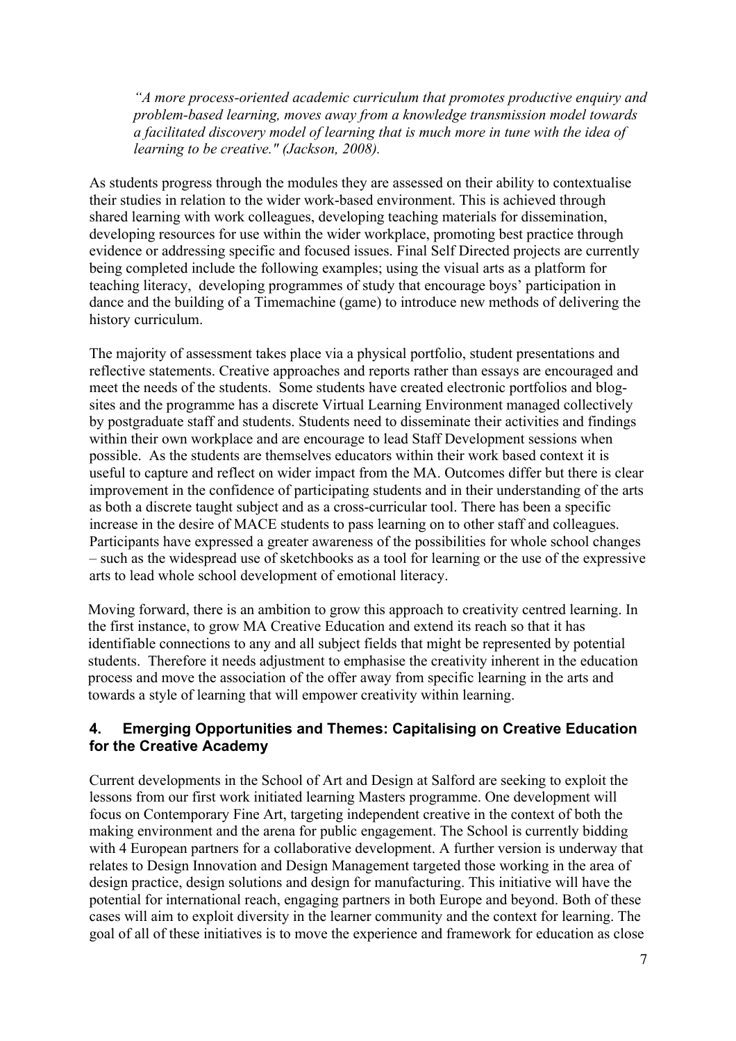*"A more process-oriented academic curriculum that promotes productive enquiry and problem-based learning, moves away from a knowledge transmission model towards a facilitated discovery model of learning that is much more in tune with the idea of learning to be creative." (Jackson, 2008).*

As students progress through the modules they are assessed on their ability to contextualise their studies in relation to the wider work-based environment. This is achieved through shared learning with work colleagues, developing teaching materials for dissemination, developing resources for use within the wider workplace, promoting best practice through evidence or addressing specific and focused issues. Final Self Directed projects are currently being completed include the following examples; using the visual arts as a platform for teaching literacy, developing programmes of study that encourage boys' participation in dance and the building of a Timemachine (game) to introduce new methods of delivering the history curriculum.

The majority of assessment takes place via a physical portfolio, student presentations and reflective statements. Creative approaches and reports rather than essays are encouraged and meet the needs of the students. Some students have created electronic portfolios and blog-sites and the programme has a discrete Virtual Learning Environment managed collectively by postgraduate staff and students. Students need to disseminate their activities and findings within their own workplace and are encourage to lead Staff Development sessions when possible. As the students are themselves educators within their work based context it is useful to capture and reflect on wider impact from the MA. Outcomes differ but there is clear improvement in the confidence of participating students and in their understanding of the arts as both a discrete taught subject and as a cross-curricular tool. There has been a specific increase in the desire of MACE students to pass learning on to other staff and colleagues. Participants have expressed a greater awareness of the possibilities for whole school changes – such as the widespread use of sketchbooks as a tool for learning or the use of the expressive arts to lead whole school development of emotional literacy.

Moving forward, there is an ambition to grow this approach to creativity centred learning. In the first instance, to grow MA Creative Education and extend its reach so that it has identifiable connections to any and all subject fields that might be represented by potential students. Therefore it needs adjustment to emphasise the creativity inherent in the education process and move the association of the offer away from specific learning in the arts and towards a style of learning that will empower creativity within learning.

## 4. Emerging Opportunities and Themes: Capitalising on Creative Education for the Creative Academy

Current developments in the School of Art and Design at Salford are seeking to exploit the lessons from our first work initiated learning Masters programme. One development will focus on Contemporary Fine Art, targeting independent creative in the context of both the making environment and the arena for public engagement. The School is currently bidding with 4 European partners for a collaborative development. A further version is underway that relates to Design Innovation and Design Management targeted those working in the area of design practice, design solutions and design for manufacturing. This initiative will have the potential for international reach, engaging partners in both Europe and beyond. Both of these cases will aim to exploit diversity in the learner community and the context for learning. The goal of all of these initiatives is to move the experience and framework for education as close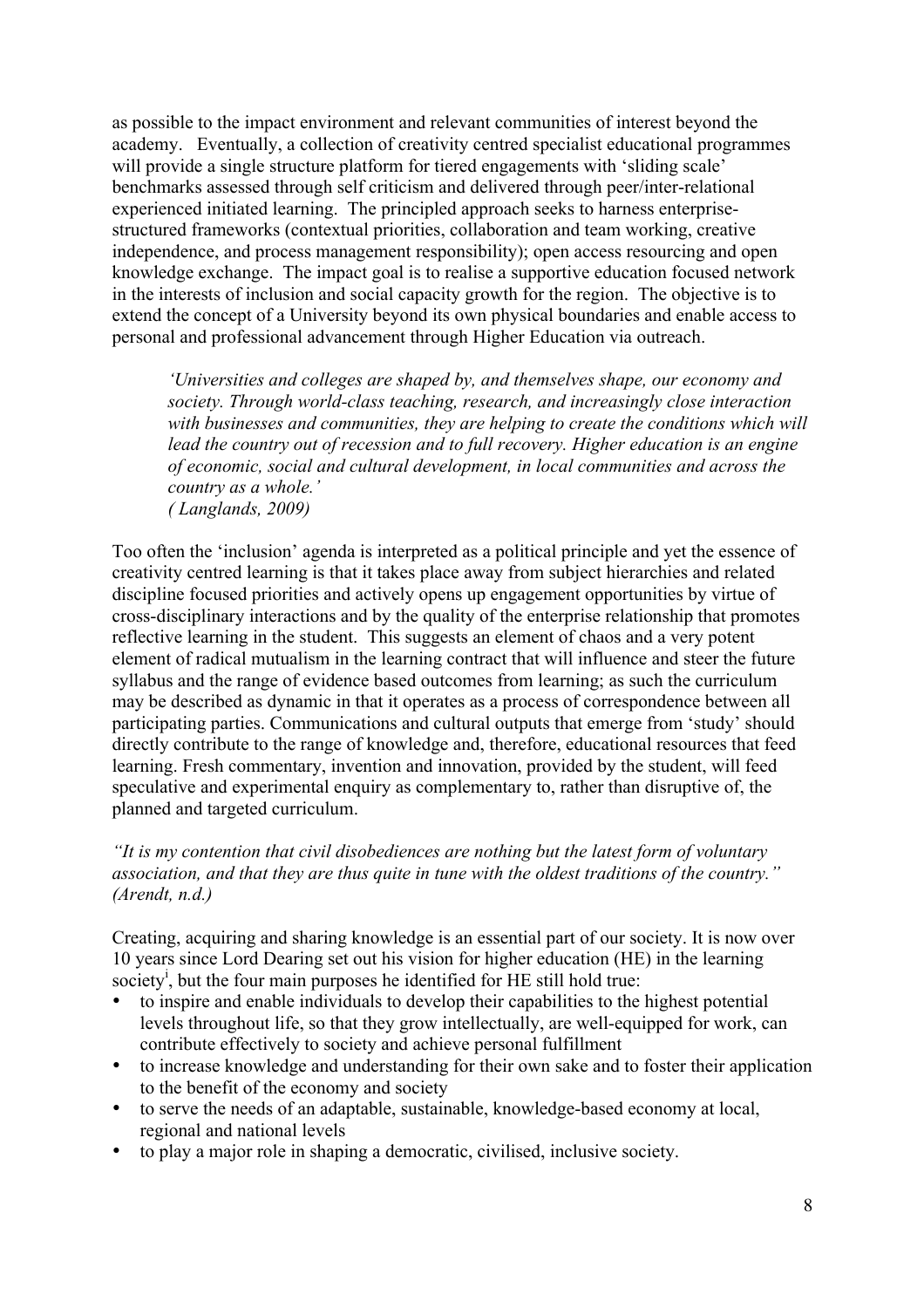as possible to the impact environment and relevant communities of interest beyond the academy. Eventually, a collection of creativity centred specialist educational programmes will provide a single structure platform for tiered engagements with 'sliding scale' benchmarks assessed through self criticism and delivered through peer/inter-relational experienced initiated learning. The principled approach seeks to harness enterprise-structured frameworks (contextual priorities, collaboration and team working, creative independence, and process management responsibility); open access resourcing and open knowledge exchange. The impact goal is to realise a supportive education focused network in the interests of inclusion and social capacity growth for the region. The objective is to extend the concept of a University beyond its own physical boundaries and enable access to personal and professional advancement through Higher Education via outreach.

> *'Universities and colleges are shaped by, and themselves shape, our economy and society. Through world-class teaching, research, and increasingly close interaction with businesses and communities, they are helping to create the conditions which will lead the country out of recession and to full recovery. Higher education is an engine of economic, social and cultural development, in local communities and across the country as a whole.'*
> *( Langlands, 2009)*

Too often the 'inclusion' agenda is interpreted as a political principle and yet the essence of creativity centred learning is that it takes place away from subject hierarchies and related discipline focused priorities and actively opens up engagement opportunities by virtue of cross-disciplinary interactions and by the quality of the enterprise relationship that promotes reflective learning in the student. This suggests an element of chaos and a very potent element of radical mutualism in the learning contract that will influence and steer the future syllabus and the range of evidence based outcomes from learning; as such the curriculum may be described as dynamic in that it operates as a process of correspondence between all participating parties. Communications and cultural outputs that emerge from 'study' should directly contribute to the range of knowledge and, therefore, educational resources that feed learning. Fresh commentary, invention and innovation, provided by the student, will feed speculative and experimental enquiry as complementary to, rather than disruptive of, the planned and targeted curriculum.

*"It is my contention that civil disobediences are nothing but the latest form of voluntary association, and that they are thus quite in tune with the oldest traditions of the country." (Arendt, n.d.)*

Creating, acquiring and sharing knowledge is an essential part of our society. It is now over 10 years since Lord Dearing set out his vision for higher education (HE) in the learning society[i], but the four main purposes he identified for HE still hold true:

- to inspire and enable individuals to develop their capabilities to the highest potential levels throughout life, so that they grow intellectually, are well-equipped for work, can contribute effectively to society and achieve personal fulfillment
- to increase knowledge and understanding for their own sake and to foster their application to the benefit of the economy and society
- to serve the needs of an adaptable, sustainable, knowledge-based economy at local, regional and national levels
- to play a major role in shaping a democratic, civilised, inclusive society.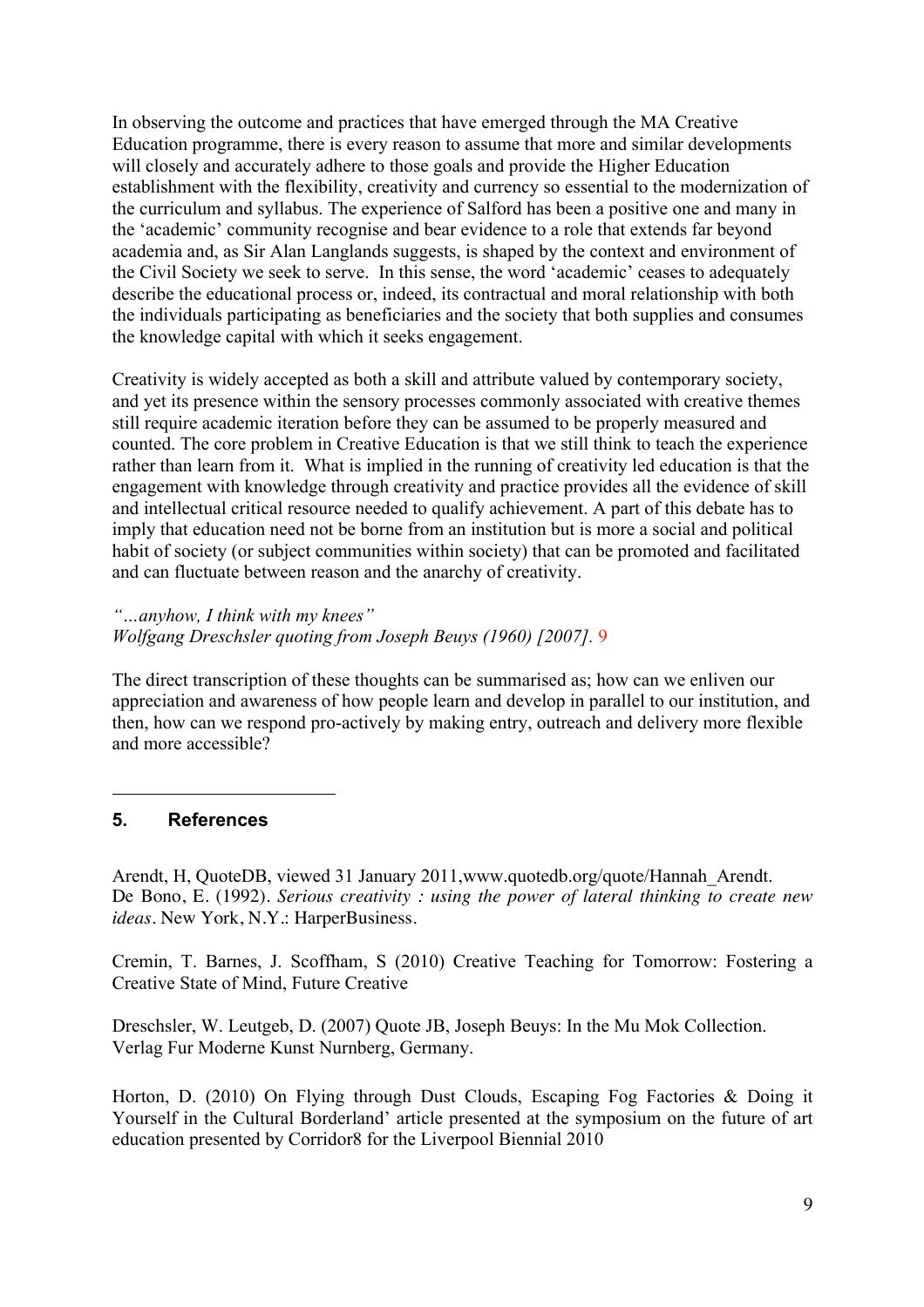In observing the outcome and practices that have emerged through the MA Creative Education programme, there is every reason to assume that more and similar developments will closely and accurately adhere to those goals and provide the Higher Education establishment with the flexibility, creativity and currency so essential to the modernization of the curriculum and syllabus. The experience of Salford has been a positive one and many in the 'academic' community recognise and bear evidence to a role that extends far beyond academia and, as Sir Alan Langlands suggests, is shaped by the context and environment of the Civil Society we seek to serve. In this sense, the word 'academic' ceases to adequately describe the educational process or, indeed, its contractual and moral relationship with both the individuals participating as beneficiaries and the society that both supplies and consumes the knowledge capital with which it seeks engagement.

Creativity is widely accepted as both a skill and attribute valued by contemporary society, and yet its presence within the sensory processes commonly associated with creative themes still require academic iteration before they can be assumed to be properly measured and counted. The core problem in Creative Education is that we still think to teach the experience rather than learn from it. What is implied in the running of creativity led education is that the engagement with knowledge through creativity and practice provides all the evidence of skill and intellectual critical resource needed to qualify achievement. A part of this debate has to imply that education need not be borne from an institution but is more a social and political habit of society (or subject communities within society) that can be promoted and facilitated and can fluctuate between reason and the anarchy of creativity.

*"…anyhow, I think with my knees"*
*Wolfgang Dreschsler quoting from Joseph Beuys (1960) [2007].* [9]

The direct transcription of these thoughts can be summarised as; how can we enliven our appreciation and awareness of how people learn and develop in parallel to our institution, and then, how can we respond pro-actively by making entry, outreach and delivery more flexible and more accessible?

## 5. References

Arendt, H, QuoteDB, viewed 31 January 2011,www.quotedb.org/quote/Hannah_Arendt.
De Bono, E. (1992). *Serious creativity : using the power of lateral thinking to create new ideas*. New York, N.Y.: HarperBusiness.

Cremin, T. Barnes, J. Scoffham, S (2010) Creative Teaching for Tomorrow: Fostering a Creative State of Mind, Future Creative

Dreschsler, W. Leutgeb, D. (2007) Quote JB, Joseph Beuys: In the Mu Mok Collection. Verlag Fur Moderne Kunst Nurnberg, Germany.

Horton, D. (2010) On Flying through Dust Clouds, Escaping Fog Factories & Doing it Yourself in the Cultural Borderland' article presented at the symposium on the future of art education presented by Corridor8 for the Liverpool Biennial 2010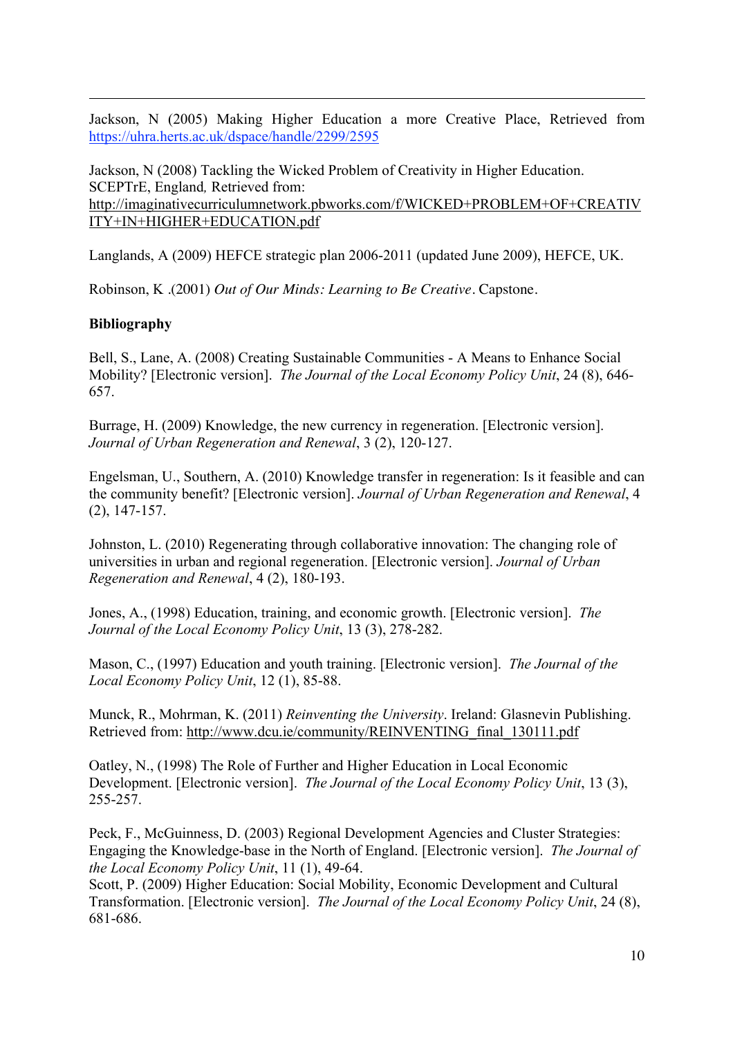Jackson, N (2005) Making Higher Education a more Creative Place, Retrieved from https://uhra.herts.ac.uk/dspace/handle/2299/2595

Jackson, N (2008) Tackling the Wicked Problem of Creativity in Higher Education. SCEPTrE, England*,* Retrieved from: http://imaginativecurriculumnetwork.pbworks.com/f/WICKED+PROBLEM+OF+CREATIVITY+IN+HIGHER+EDUCATION.pdf

Langlands, A (2009) HEFCE strategic plan 2006-2011 (updated June 2009), HEFCE, UK.

Robinson, K .(2001) *Out of Our Minds: Learning to Be Creative*. Capstone.

**Bibliography**

Bell, S., Lane, A. (2008) Creating Sustainable Communities - A Means to Enhance Social Mobility? [Electronic version]. *The Journal of the Local Economy Policy Unit*, 24 (8), 646-657.

Burrage, H. (2009) Knowledge, the new currency in regeneration. [Electronic version]. *Journal of Urban Regeneration and Renewal*, 3 (2), 120-127.

Engelsman, U., Southern, A. (2010) Knowledge transfer in regeneration: Is it feasible and can the community benefit? [Electronic version]. *Journal of Urban Regeneration and Renewal*, 4 (2), 147-157.

Johnston, L. (2010) Regenerating through collaborative innovation: The changing role of universities in urban and regional regeneration. [Electronic version]. *Journal of Urban Regeneration and Renewal*, 4 (2), 180-193.

Jones, A., (1998) Education, training, and economic growth. [Electronic version]. *The Journal of the Local Economy Policy Unit*, 13 (3), 278-282.

Mason, C., (1997) Education and youth training. [Electronic version]. *The Journal of the Local Economy Policy Unit*, 12 (1), 85-88.

Munck, R., Mohrman, K. (2011) *Reinventing the University*. Ireland: Glasnevin Publishing. Retrieved from: http://www.dcu.ie/community/REINVENTING_final_130111.pdf

Oatley, N., (1998) The Role of Further and Higher Education in Local Economic Development. [Electronic version]. *The Journal of the Local Economy Policy Unit*, 13 (3), 255-257.

Peck, F., McGuinness, D. (2003) Regional Development Agencies and Cluster Strategies: Engaging the Knowledge-base in the North of England. [Electronic version]. *The Journal of the Local Economy Policy Unit*, 11 (1), 49-64.

Scott, P. (2009) Higher Education: Social Mobility, Economic Development and Cultural Transformation. [Electronic version]. *The Journal of the Local Economy Policy Unit*, 24 (8), 681-686.